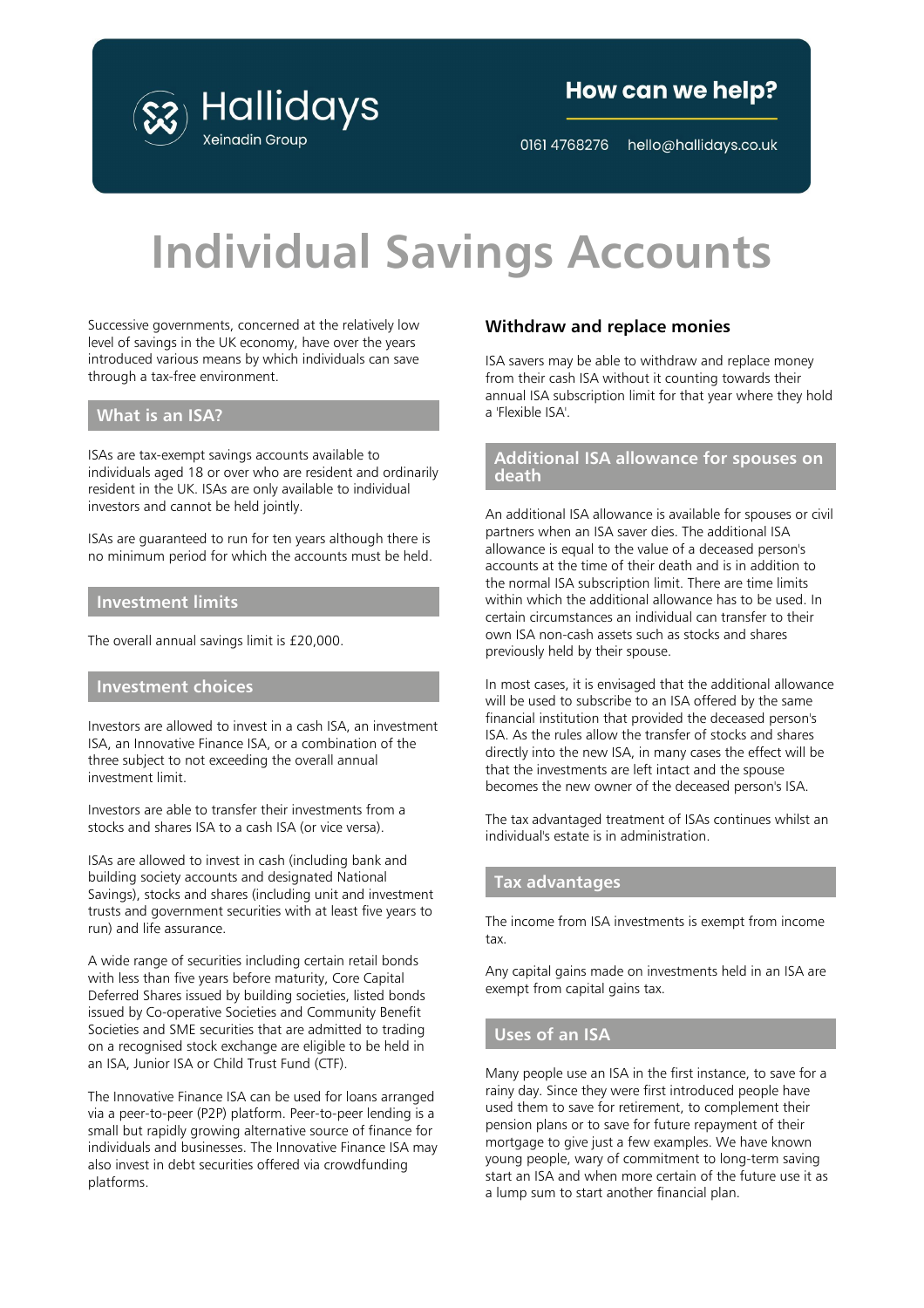Hallidays
Xeinadin Group

## How can we help?

0161 4768276 hello@hallidays.co.uk

# Individual Savings Accounts

Successive governments, concerned at the relatively low level of savings in the UK economy, have over the years introduced various means by which individuals can save through a tax-free environment.

## What is an ISA?

ISAs are tax-exempt savings accounts available to individuals aged 18 or over who are resident and ordinarily resident in the UK. ISAs are only available to individual investors and cannot be held jointly.

ISAs are guaranteed to run for ten years although there is no minimum period for which the accounts must be held.

## Investment limits

The overall annual savings limit is £20,000.

## Investment choices

Investors are allowed to invest in a cash ISA, an investment ISA, an Innovative Finance ISA, or a combination of the three subject to not exceeding the overall annual investment limit.

Investors are able to transfer their investments from a stocks and shares ISA to a cash ISA (or vice versa).

ISAs are allowed to invest in cash (including bank and building society accounts and designated National Savings), stocks and shares (including unit and investment trusts and government securities with at least five years to run) and life assurance.

A wide range of securities including certain retail bonds with less than five years before maturity, Core Capital Deferred Shares issued by building societies, listed bonds issued by Co-operative Societies and Community Benefit Societies and SME securities that are admitted to trading on a recognised stock exchange are eligible to be held in an ISA, Junior ISA or Child Trust Fund (CTF).

The Innovative Finance ISA can be used for loans arranged via a peer-to-peer (P2P) platform. Peer-to-peer lending is a small but rapidly growing alternative source of finance for individuals and businesses. The Innovative Finance ISA may also invest in debt securities offered via crowdfunding platforms.

### Withdraw and replace monies

ISA savers may be able to withdraw and replace money from their cash ISA without it counting towards their annual ISA subscription limit for that year where they hold a 'Flexible ISA'.

## Additional ISA allowance for spouses on death

An additional ISA allowance is available for spouses or civil partners when an ISA saver dies. The additional ISA allowance is equal to the value of a deceased person's accounts at the time of their death and is in addition to the normal ISA subscription limit. There are time limits within which the additional allowance has to be used. In certain circumstances an individual can transfer to their own ISA non-cash assets such as stocks and shares previously held by their spouse.

In most cases, it is envisaged that the additional allowance will be used to subscribe to an ISA offered by the same financial institution that provided the deceased person's ISA. As the rules allow the transfer of stocks and shares directly into the new ISA, in many cases the effect will be that the investments are left intact and the spouse becomes the new owner of the deceased person's ISA.

The tax advantaged treatment of ISAs continues whilst an individual's estate is in administration.

## Tax advantages

The income from ISA investments is exempt from income tax.

Any capital gains made on investments held in an ISA are exempt from capital gains tax.

## Uses of an ISA

Many people use an ISA in the first instance, to save for a rainy day. Since they were first introduced people have used them to save for retirement, to complement their pension plans or to save for future repayment of their mortgage to give just a few examples. We have known young people, wary of commitment to long-term saving start an ISA and when more certain of the future use it as a lump sum to start another financial plan.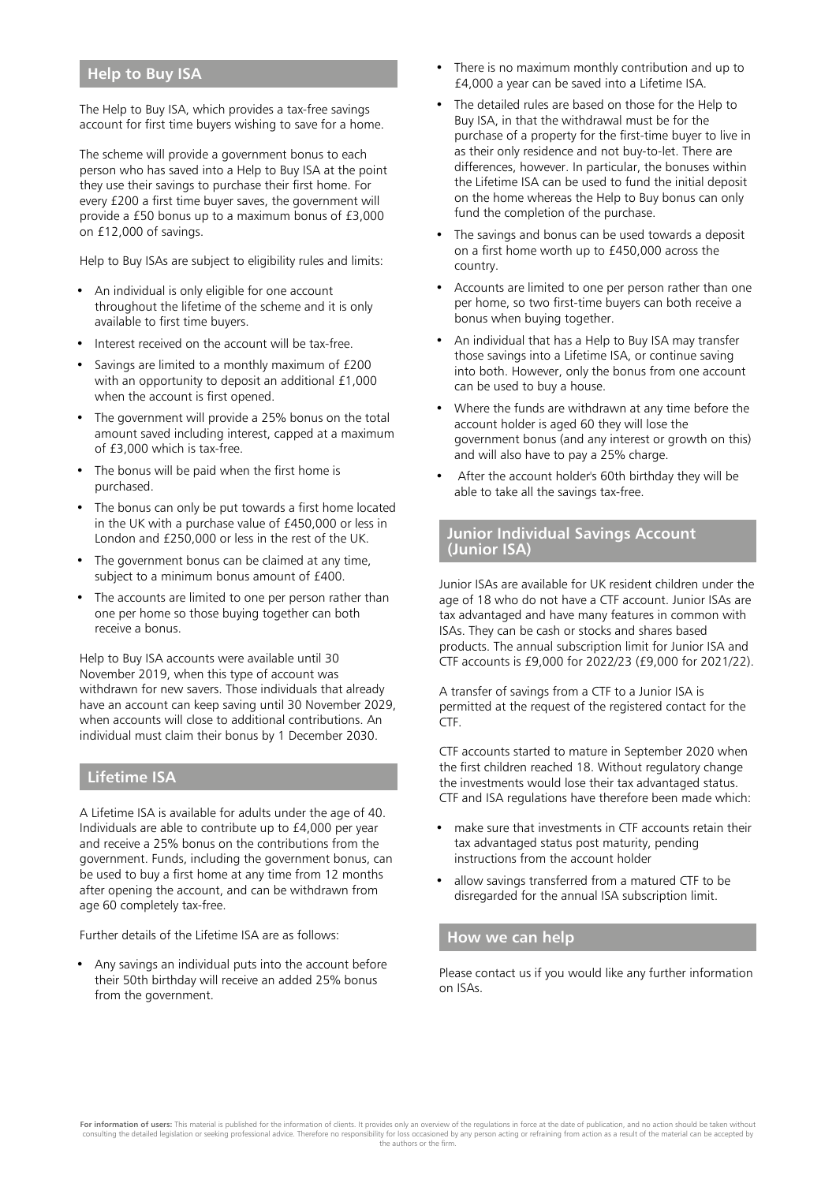## Help to Buy ISA

The Help to Buy ISA, which provides a tax-free savings account for first time buyers wishing to save for a home.

The scheme will provide a government bonus to each person who has saved into a Help to Buy ISA at the point they use their savings to purchase their first home. For every £200 a first time buyer saves, the government will provide a £50 bonus up to a maximum bonus of £3,000 on £12,000 of savings.

Help to Buy ISAs are subject to eligibility rules and limits:

- An individual is only eligible for one account throughout the lifetime of the scheme and it is only available to first time buyers.
- Interest received on the account will be tax-free.
- Savings are limited to a monthly maximum of £200 with an opportunity to deposit an additional £1,000 when the account is first opened.
- The government will provide a 25% bonus on the total amount saved including interest, capped at a maximum of £3,000 which is tax-free.
- The bonus will be paid when the first home is purchased.
- The bonus can only be put towards a first home located in the UK with a purchase value of £450,000 or less in London and £250,000 or less in the rest of the UK.
- The government bonus can be claimed at any time, subject to a minimum bonus amount of £400.
- The accounts are limited to one per person rather than one per home so those buying together can both receive a bonus.

Help to Buy ISA accounts were available until 30 November 2019, when this type of account was withdrawn for new savers. Those individuals that already have an account can keep saving until 30 November 2029, when accounts will close to additional contributions. An individual must claim their bonus by 1 December 2030.

## Lifetime ISA

A Lifetime ISA is available for adults under the age of 40. Individuals are able to contribute up to £4,000 per year and receive a 25% bonus on the contributions from the government. Funds, including the government bonus, can be used to buy a first home at any time from 12 months after opening the account, and can be withdrawn from age 60 completely tax-free.

Further details of the Lifetime ISA are as follows:

- Any savings an individual puts into the account before their 50th birthday will receive an added 25% bonus from the government.
- There is no maximum monthly contribution and up to £4,000 a year can be saved into a Lifetime ISA.
- The detailed rules are based on those for the Help to Buy ISA, in that the withdrawal must be for the purchase of a property for the first-time buyer to live in as their only residence and not buy-to-let. There are differences, however. In particular, the bonuses within the Lifetime ISA can be used to fund the initial deposit on the home whereas the Help to Buy bonus can only fund the completion of the purchase.
- The savings and bonus can be used towards a deposit on a first home worth up to £450,000 across the country.
- Accounts are limited to one per person rather than one per home, so two first-time buyers can both receive a bonus when buying together.
- An individual that has a Help to Buy ISA may transfer those savings into a Lifetime ISA, or continue saving into both. However, only the bonus from one account can be used to buy a house.
- Where the funds are withdrawn at any time before the account holder is aged 60 they will lose the government bonus (and any interest or growth on this) and will also have to pay a 25% charge.
- After the account holder's 60th birthday they will be able to take all the savings tax-free.

## Junior Individual Savings Account (Junior ISA)

Junior ISAs are available for UK resident children under the age of 18 who do not have a CTF account. Junior ISAs are tax advantaged and have many features in common with ISAs. They can be cash or stocks and shares based products. The annual subscription limit for Junior ISA and CTF accounts is £9,000 for 2022/23 (£9,000 for 2021/22).

A transfer of savings from a CTF to a Junior ISA is permitted at the request of the registered contact for the CTF.

CTF accounts started to mature in September 2020 when the first children reached 18. Without regulatory change the investments would lose their tax advantaged status. CTF and ISA regulations have therefore been made which:

- make sure that investments in CTF accounts retain their tax advantaged status post maturity, pending instructions from the account holder
- allow savings transferred from a matured CTF to be disregarded for the annual ISA subscription limit.

## How we can help

Please contact us if you would like any further information on ISAs.

**For information of users:** This material is published for the information of clients. It provides only an overview of the regulations in force at the date of publication, and no action should be taken without consulting the detailed legislation or seeking professional advice. Therefore no responsibility for loss occasioned by any person acting or refraining from action as a result of the material can be accepted by the authors or the firm.